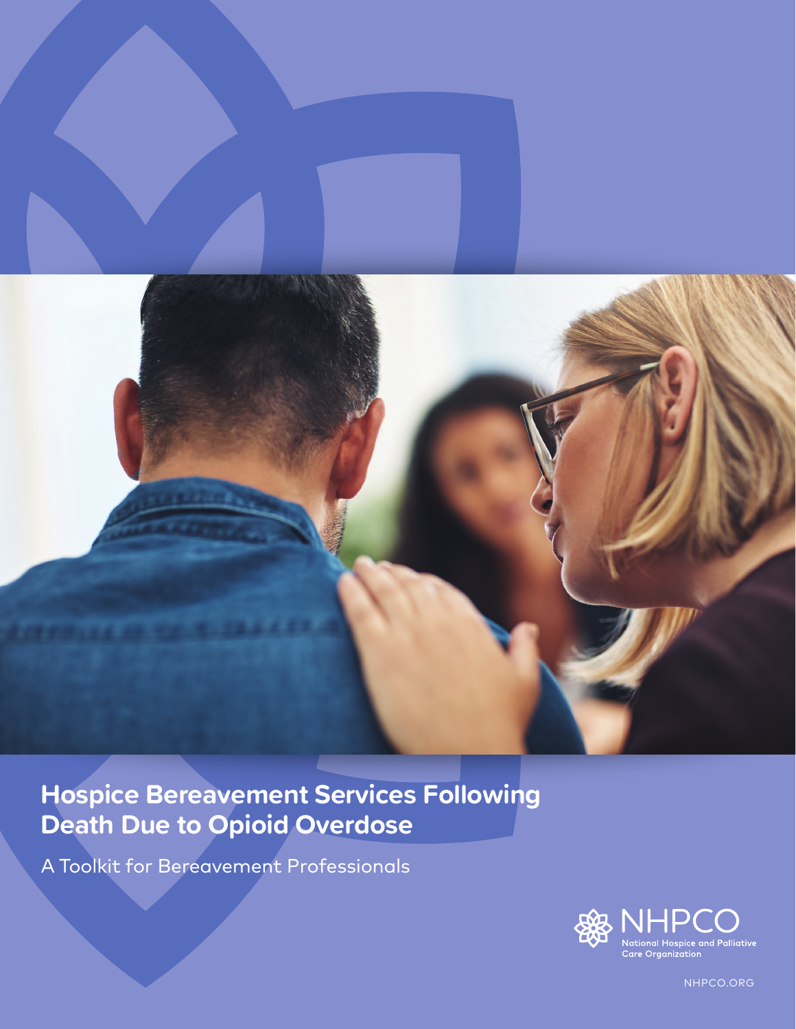# Hospice Bereavement Services Following Death Due to Opioid Overdose

A Toolkit for Bereavement Professionals

NHPCO
National Hospice and Palliative Care Organization

NHPCO.ORG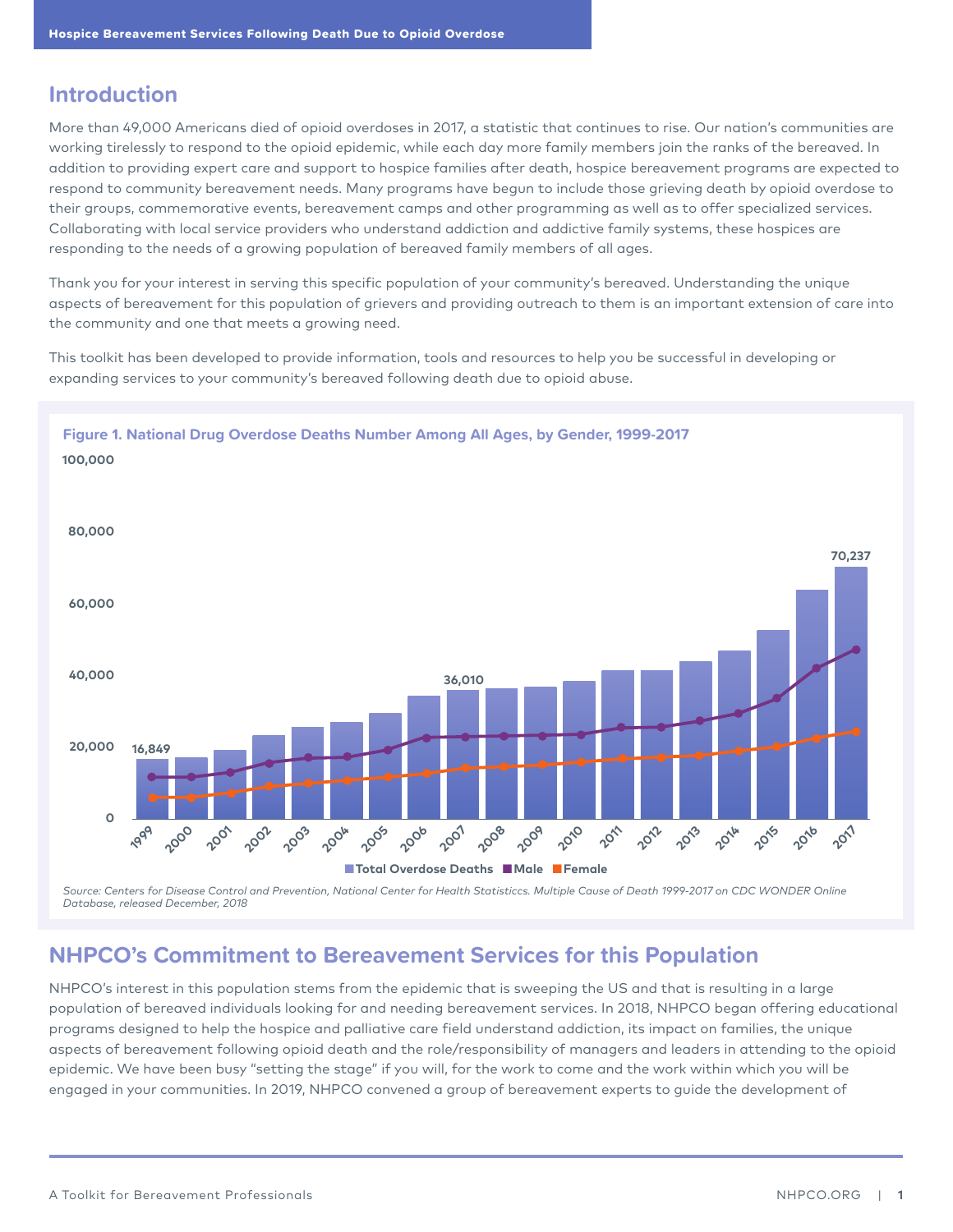## Introduction

More than 49,000 Americans died of opioid overdoses in 2017, a statistic that continues to rise. Our nation's communities are working tirelessly to respond to the opioid epidemic, while each day more family members join the ranks of the bereaved. In addition to providing expert care and support to hospice families after death, hospice bereavement programs are expected to respond to community bereavement needs. Many programs have begun to include those grieving death by opioid overdose to their groups, commemorative events, bereavement camps and other programming as well as to offer specialized services. Collaborating with local service providers who understand addiction and addictive family systems, these hospices are responding to the needs of a growing population of bereaved family members of all ages.

Thank you for your interest in serving this specific population of your community's bereaved. Understanding the unique aspects of bereavement for this population of grievers and providing outreach to them is an important extension of care into the community and one that meets a growing need.

This toolkit has been developed to provide information, tools and resources to help you be successful in developing or expanding services to your community's bereaved following death due to opioid abuse.

**Figure 1. National Drug Overdose Deaths Number Among All Ages, by Gender, 1999-2017**

100,000

80,000

60,000

40,000

20,000

0

16,849

36,010

70,237

1999 2000 2001 2002 2003 2004 2005 2006 2007 2008 2009 2010 2011 2012 2013 2014 2015 2016 2017

Total Overdose Deaths | Male | Female

*Source: Centers for Disease Control and Prevention, National Center for Health Statisticcs. Multiple Cause of Death 1999-2017 on CDC WONDER Online Database, released December, 2018*

## NHPCO's Commitment to Bereavement Services for this Population

NHPCO's interest in this population stems from the epidemic that is sweeping the US and that is resulting in a large population of bereaved individuals looking for and needing bereavement services. In 2018, NHPCO began offering educational programs designed to help the hospice and palliative care field understand addiction, its impact on families, the unique aspects of bereavement following opioid death and the role/responsibility of managers and leaders in attending to the opioid epidemic. We have been busy "setting the stage" if you will, for the work to come and the work within which you will be engaged in your communities. In 2019, NHPCO convened a group of bereavement experts to guide the development of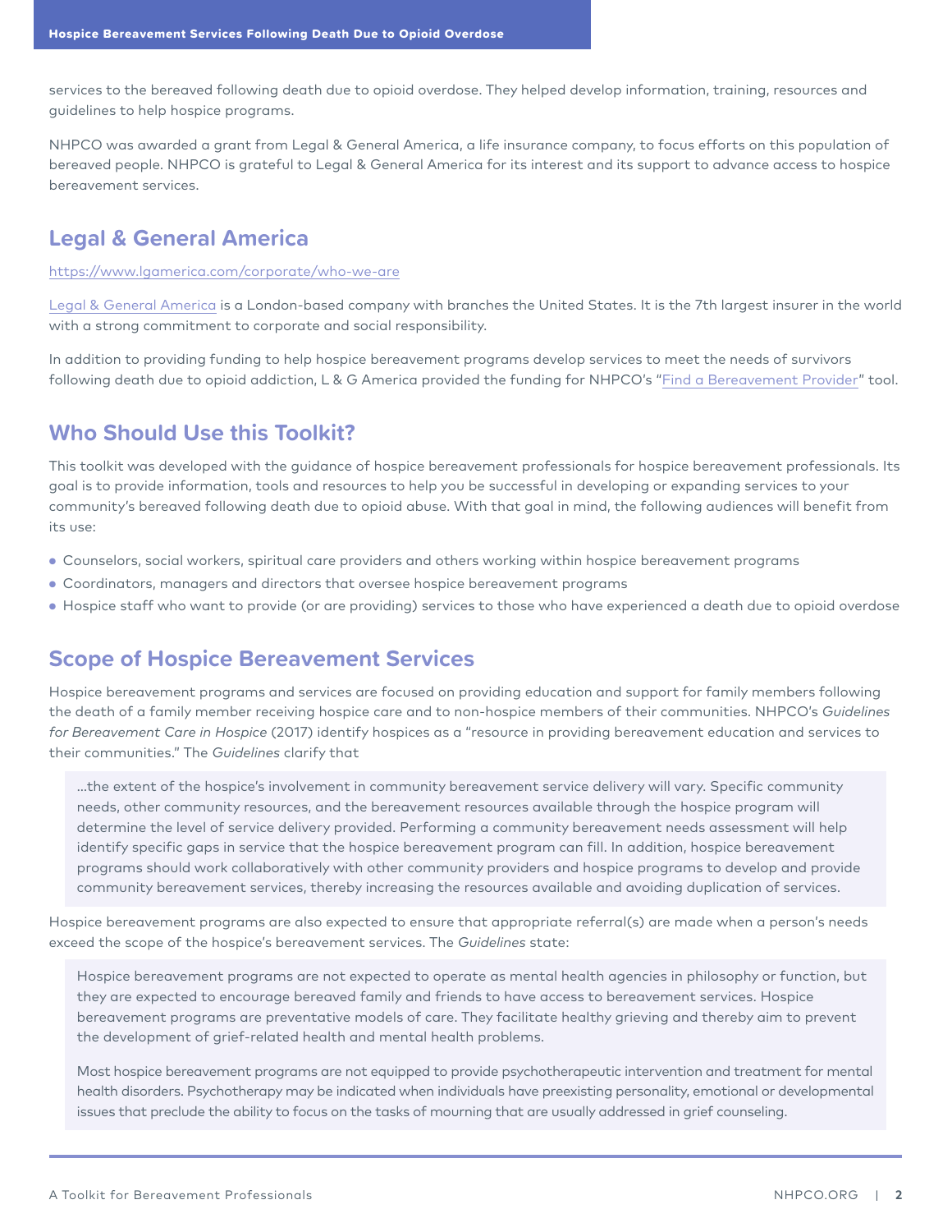services to the bereaved following death due to opioid overdose. They helped develop information, training, resources and guidelines to help hospice programs.

NHPCO was awarded a grant from Legal & General America, a life insurance company, to focus efforts on this population of bereaved people. NHPCO is grateful to Legal & General America for its interest and its support to advance access to hospice bereavement services.

## Legal & General America

https://www.lgamerica.com/corporate/who-we-are

Legal & General America is a London-based company with branches the United States. It is the 7th largest insurer in the world with a strong commitment to corporate and social responsibility.

In addition to providing funding to help hospice bereavement programs develop services to meet the needs of survivors following death due to opioid addiction, L & G America provided the funding for NHPCO's "Find a Bereavement Provider" tool.

## Who Should Use this Toolkit?

This toolkit was developed with the guidance of hospice bereavement professionals for hospice bereavement professionals. Its goal is to provide information, tools and resources to help you be successful in developing or expanding services to your community's bereaved following death due to opioid abuse. With that goal in mind, the following audiences will benefit from its use:

- Counselors, social workers, spiritual care providers and others working within hospice bereavement programs
- Coordinators, managers and directors that oversee hospice bereavement programs
- Hospice staff who want to provide (or are providing) services to those who have experienced a death due to opioid overdose

## Scope of Hospice Bereavement Services

Hospice bereavement programs and services are focused on providing education and support for family members following the death of a family member receiving hospice care and to non-hospice members of their communities. NHPCO's *Guidelines for Bereavement Care in Hospice* (2017) identify hospices as a "resource in providing bereavement education and services to their communities." The *Guidelines* clarify that

> …the extent of the hospice's involvement in community bereavement service delivery will vary. Specific community needs, other community resources, and the bereavement resources available through the hospice program will determine the level of service delivery provided. Performing a community bereavement needs assessment will help identify specific gaps in service that the hospice bereavement program can fill. In addition, hospice bereavement programs should work collaboratively with other community providers and hospice programs to develop and provide community bereavement services, thereby increasing the resources available and avoiding duplication of services.

Hospice bereavement programs are also expected to ensure that appropriate referral(s) are made when a person's needs exceed the scope of the hospice's bereavement services. The *Guidelines* state:

> Hospice bereavement programs are not expected to operate as mental health agencies in philosophy or function, but they are expected to encourage bereaved family and friends to have access to bereavement services. Hospice bereavement programs are preventative models of care. They facilitate healthy grieving and thereby aim to prevent the development of grief-related health and mental health problems.
>
> Most hospice bereavement programs are not equipped to provide psychotherapeutic intervention and treatment for mental health disorders. Psychotherapy may be indicated when individuals have preexisting personality, emotional or developmental issues that preclude the ability to focus on the tasks of mourning that are usually addressed in grief counseling.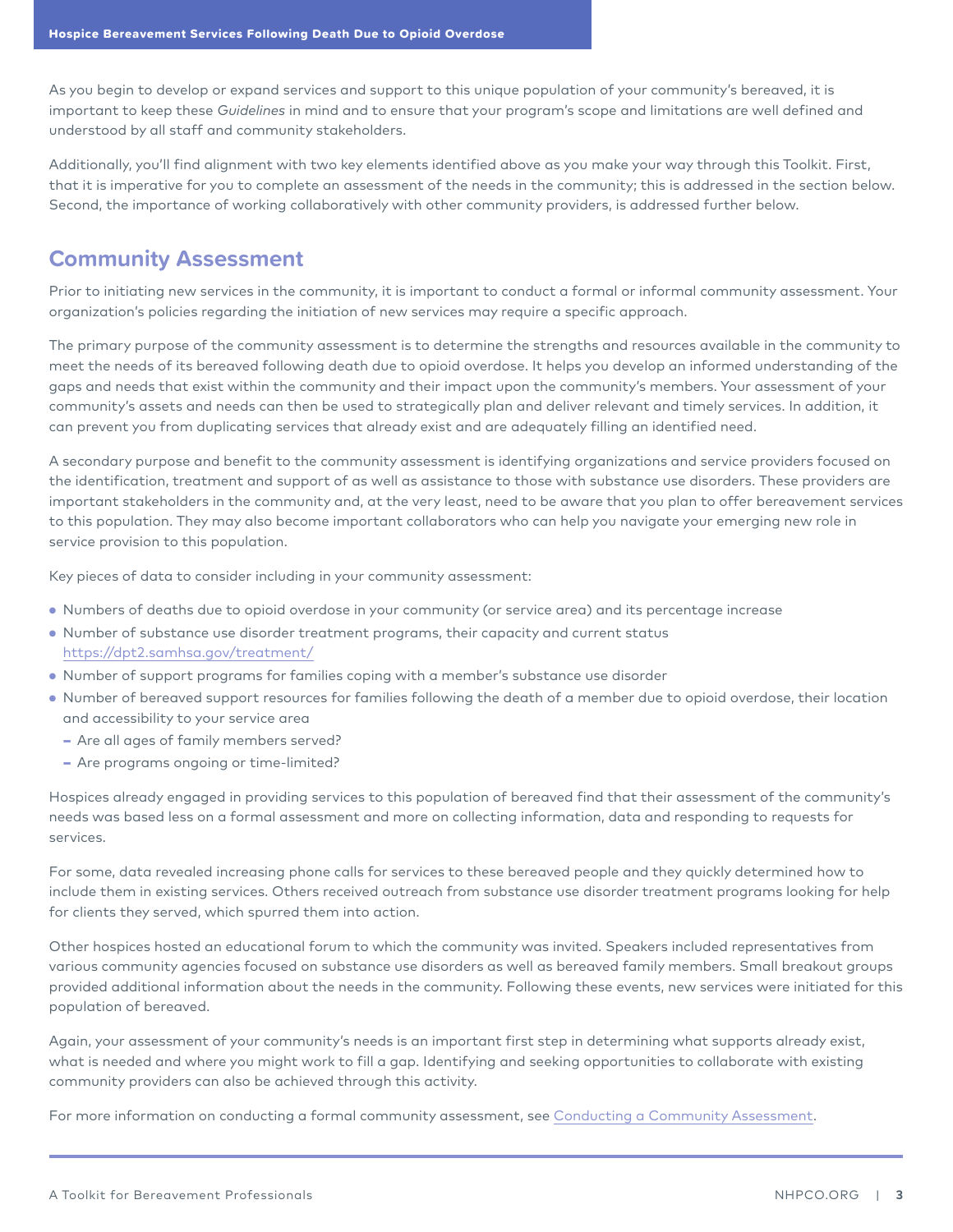As you begin to develop or expand services and support to this unique population of your community's bereaved, it is important to keep these *Guidelines* in mind and to ensure that your program's scope and limitations are well defined and understood by all staff and community stakeholders.

Additionally, you'll find alignment with two key elements identified above as you make your way through this Toolkit. First, that it is imperative for you to complete an assessment of the needs in the community; this is addressed in the section below. Second, the importance of working collaboratively with other community providers, is addressed further below.

## Community Assessment

Prior to initiating new services in the community, it is important to conduct a formal or informal community assessment. Your organization's policies regarding the initiation of new services may require a specific approach.

The primary purpose of the community assessment is to determine the strengths and resources available in the community to meet the needs of its bereaved following death due to opioid overdose. It helps you develop an informed understanding of the gaps and needs that exist within the community and their impact upon the community's members. Your assessment of your community's assets and needs can then be used to strategically plan and deliver relevant and timely services. In addition, it can prevent you from duplicating services that already exist and are adequately filling an identified need.

A secondary purpose and benefit to the community assessment is identifying organizations and service providers focused on the identification, treatment and support of as well as assistance to those with substance use disorders. These providers are important stakeholders in the community and, at the very least, need to be aware that you plan to offer bereavement services to this population. They may also become important collaborators who can help you navigate your emerging new role in service provision to this population.

Key pieces of data to consider including in your community assessment:

- Numbers of deaths due to opioid overdose in your community (or service area) and its percentage increase
- Number of substance use disorder treatment programs, their capacity and current status https://dpt2.samhsa.gov/treatment/
- Number of support programs for families coping with a member's substance use disorder
- Number of bereaved support resources for families following the death of a member due to opioid overdose, their location and accessibility to your service area
  - Are all ages of family members served?
  - Are programs ongoing or time-limited?

Hospices already engaged in providing services to this population of bereaved find that their assessment of the community's needs was based less on a formal assessment and more on collecting information, data and responding to requests for services.

For some, data revealed increasing phone calls for services to these bereaved people and they quickly determined how to include them in existing services. Others received outreach from substance use disorder treatment programs looking for help for clients they served, which spurred them into action.

Other hospices hosted an educational forum to which the community was invited. Speakers included representatives from various community agencies focused on substance use disorders as well as bereaved family members. Small breakout groups provided additional information about the needs in the community. Following these events, new services were initiated for this population of bereaved.

Again, your assessment of your community's needs is an important first step in determining what supports already exist, what is needed and where you might work to fill a gap. Identifying and seeking opportunities to collaborate with existing community providers can also be achieved through this activity.

For more information on conducting a formal community assessment, see Conducting a Community Assessment.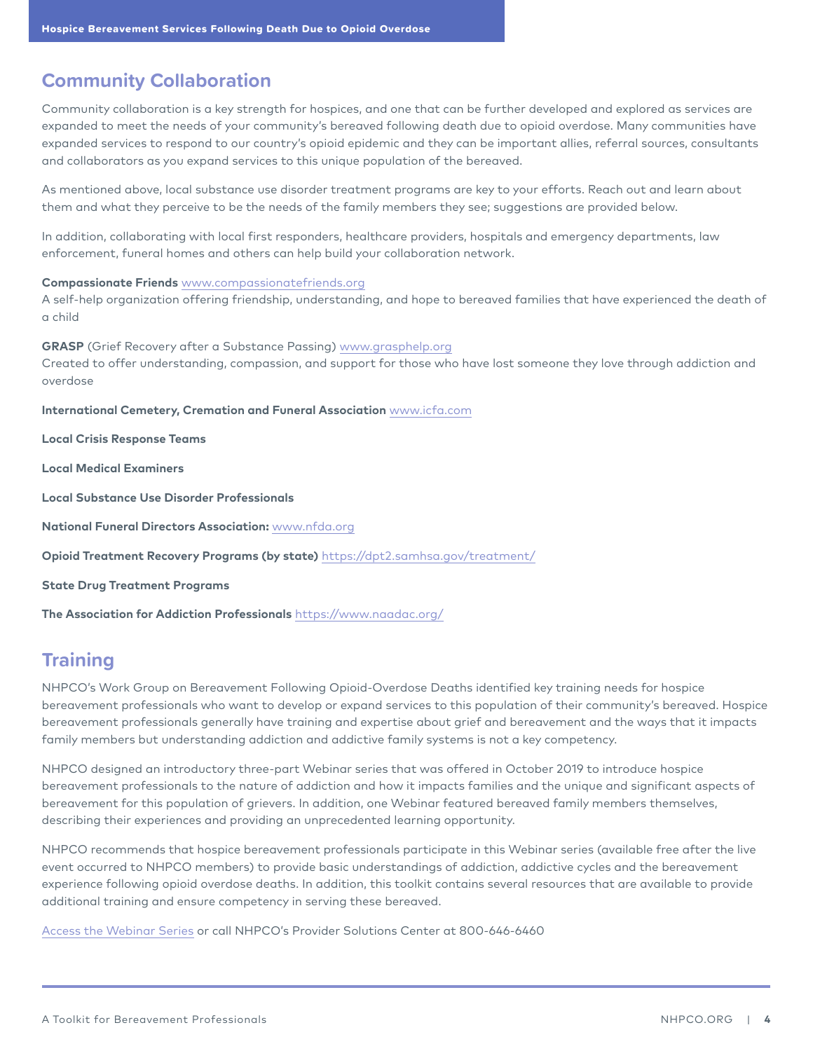## Community Collaboration

Community collaboration is a key strength for hospices, and one that can be further developed and explored as services are expanded to meet the needs of your community's bereaved following death due to opioid overdose. Many communities have expanded services to respond to our country's opioid epidemic and they can be important allies, referral sources, consultants and collaborators as you expand services to this unique population of the bereaved.

As mentioned above, local substance use disorder treatment programs are key to your efforts. Reach out and learn about them and what they perceive to be the needs of the family members they see; suggestions are provided below.

In addition, collaborating with local first responders, healthcare providers, hospitals and emergency departments, law enforcement, funeral homes and others can help build your collaboration network.

**Compassionate Friends** www.compassionatefriends.org
A self-help organization offering friendship, understanding, and hope to bereaved families that have experienced the death of a child

**GRASP** (Grief Recovery after a Substance Passing) www.grasphelp.org
Created to offer understanding, compassion, and support for those who have lost someone they love through addiction and overdose

**International Cemetery, Cremation and Funeral Association** www.icfa.com

**Local Crisis Response Teams**

**Local Medical Examiners**

**Local Substance Use Disorder Professionals**

**National Funeral Directors Association:** www.nfda.org

**Opioid Treatment Recovery Programs (by state)** https://dpt2.samhsa.gov/treatment/

**State Drug Treatment Programs**

**The Association for Addiction Professionals** https://www.naadac.org/

## Training

NHPCO's Work Group on Bereavement Following Opioid-Overdose Deaths identified key training needs for hospice bereavement professionals who want to develop or expand services to this population of their community's bereaved. Hospice bereavement professionals generally have training and expertise about grief and bereavement and the ways that it impacts family members but understanding addiction and addictive family systems is not a key competency.

NHPCO designed an introductory three-part Webinar series that was offered in October 2019 to introduce hospice bereavement professionals to the nature of addiction and how it impacts families and the unique and significant aspects of bereavement for this population of grievers. In addition, one Webinar featured bereaved family members themselves, describing their experiences and providing an unprecedented learning opportunity.

NHPCO recommends that hospice bereavement professionals participate in this Webinar series (available free after the live event occurred to NHPCO members) to provide basic understandings of addiction, addictive cycles and the bereavement experience following opioid overdose deaths. In addition, this toolkit contains several resources that are available to provide additional training and ensure competency in serving these bereaved.

Access the Webinar Series or call NHPCO's Provider Solutions Center at 800-646-6460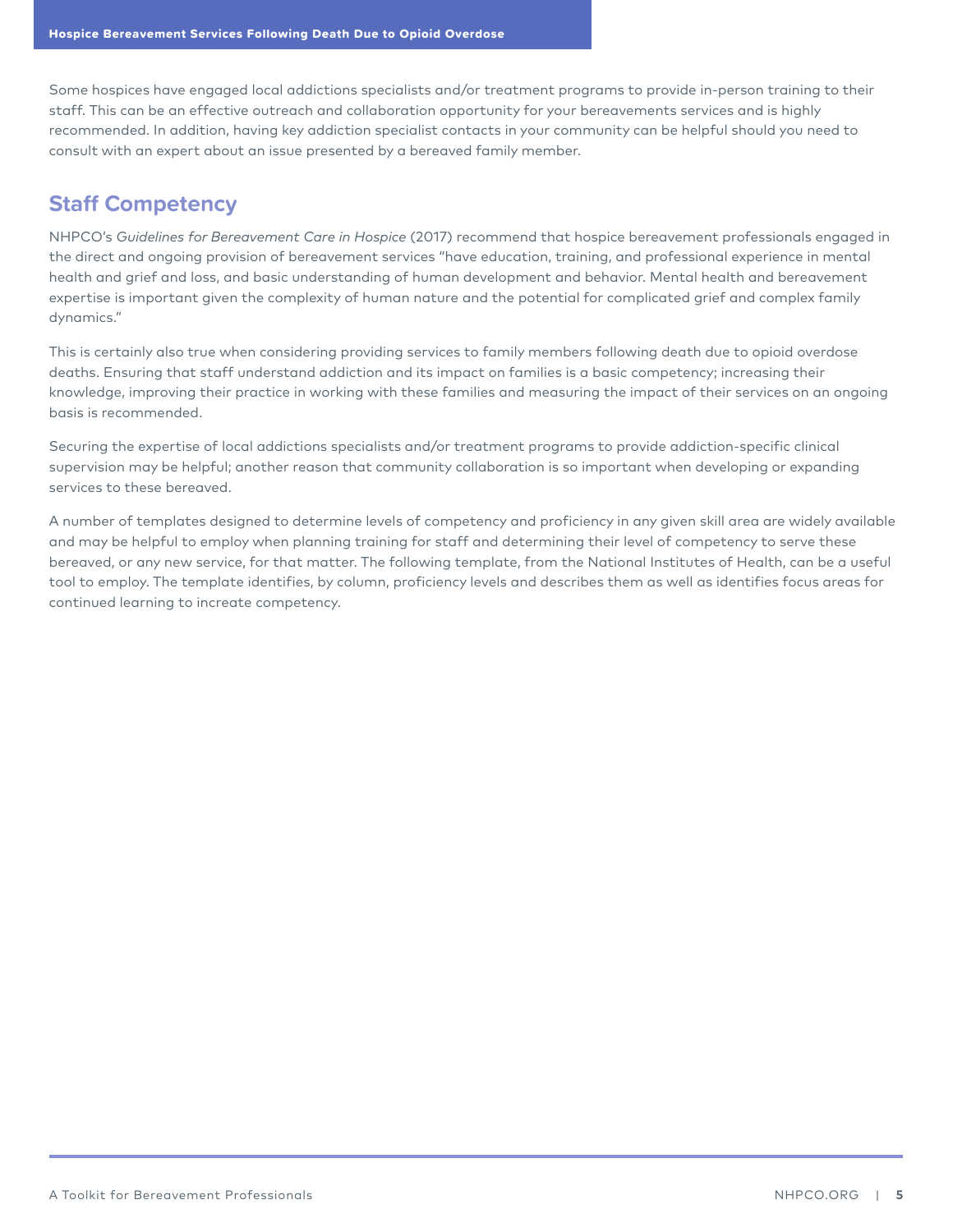Some hospices have engaged local addictions specialists and/or treatment programs to provide in-person training to their staff. This can be an effective outreach and collaboration opportunity for your bereavements services and is highly recommended. In addition, having key addiction specialist contacts in your community can be helpful should you need to consult with an expert about an issue presented by a bereaved family member.

## Staff Competency

NHPCO's *Guidelines for Bereavement Care in Hospice* (2017) recommend that hospice bereavement professionals engaged in the direct and ongoing provision of bereavement services "have education, training, and professional experience in mental health and grief and loss, and basic understanding of human development and behavior. Mental health and bereavement expertise is important given the complexity of human nature and the potential for complicated grief and complex family dynamics."

This is certainly also true when considering providing services to family members following death due to opioid overdose deaths. Ensuring that staff understand addiction and its impact on families is a basic competency; increasing their knowledge, improving their practice in working with these families and measuring the impact of their services on an ongoing basis is recommended.

Securing the expertise of local addictions specialists and/or treatment programs to provide addiction-specific clinical supervision may be helpful; another reason that community collaboration is so important when developing or expanding services to these bereaved.

A number of templates designed to determine levels of competency and proficiency in any given skill area are widely available and may be helpful to employ when planning training for staff and determining their level of competency to serve these bereaved, or any new service, for that matter. The following template, from the National Institutes of Health, can be a useful tool to employ. The template identifies, by column, proficiency levels and describes them as well as identifies focus areas for continued learning to increate competency.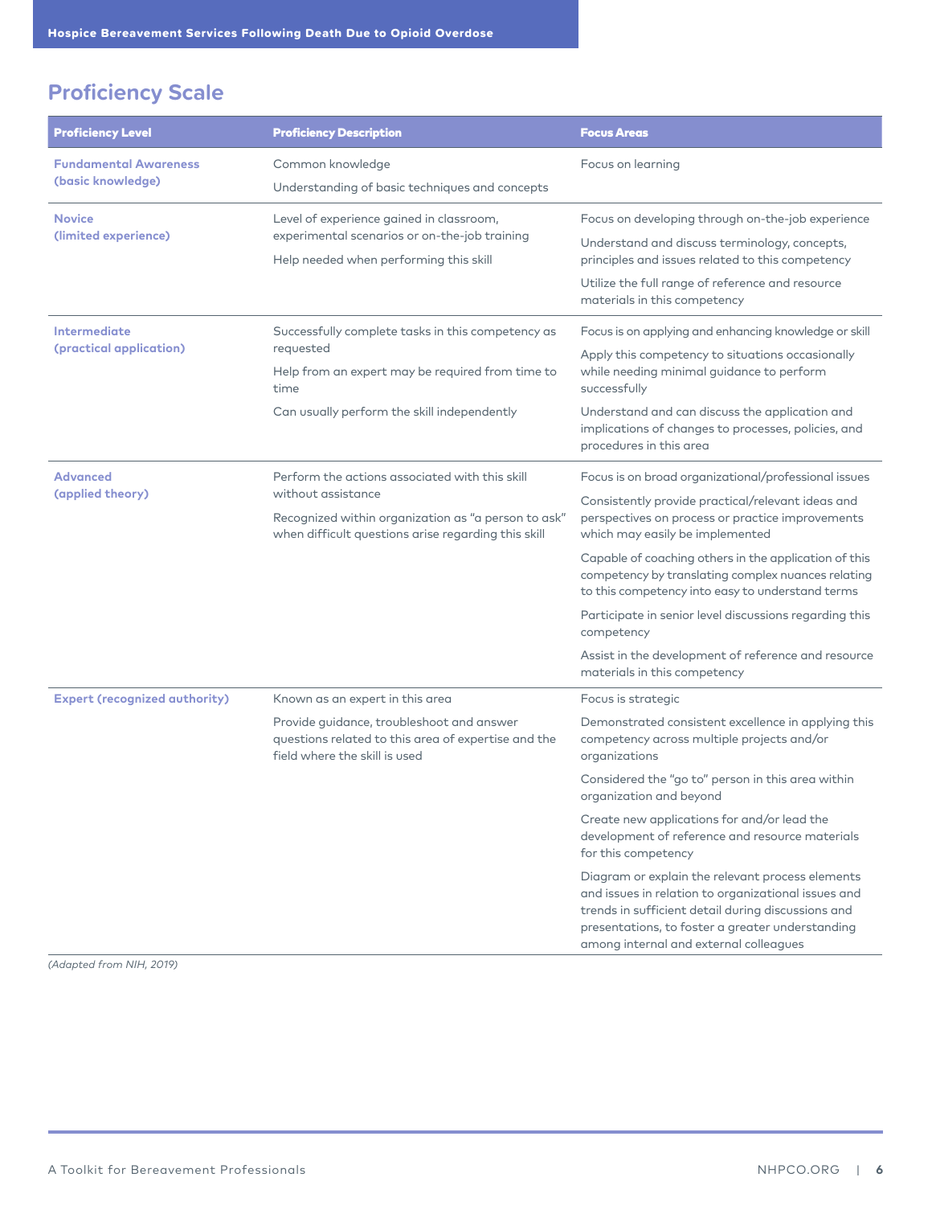## Proficiency Scale

| Proficiency Level | Proficiency Description | Focus Areas |
|---|---|---|
| Fundamental Awareness (basic knowledge) | Common knowledge<br>Understanding of basic techniques and concepts | Focus on learning |
| Novice (limited experience) | Level of experience gained in classroom, experimental scenarios or on-the-job training<br>Help needed when performing this skill | Focus on developing through on-the-job experience<br>Understand and discuss terminology, concepts, principles and issues related to this competency<br>Utilize the full range of reference and resource materials in this competency |
| Intermediate (practical application) | Successfully complete tasks in this competency as requested<br>Help from an expert may be required from time to time<br>Can usually perform the skill independently | Focus is on applying and enhancing knowledge or skill<br>Apply this competency to situations occasionally while needing minimal guidance to perform successfully<br>Understand and can discuss the application and implications of changes to processes, policies, and procedures in this area |
| Advanced (applied theory) | Perform the actions associated with this skill without assistance<br>Recognized within organization as “a person to ask” when difficult questions arise regarding this skill | Focus is on broad organizational/professional issues<br>Consistently provide practical/relevant ideas and perspectives on process or practice improvements which may easily be implemented<br>Capable of coaching others in the application of this competency by translating complex nuances relating to this competency into easy to understand terms<br>Participate in senior level discussions regarding this competency<br>Assist in the development of reference and resource materials in this competency |
| Expert (recognized authority) | Known as an expert in this area<br>Provide guidance, troubleshoot and answer questions related to this area of expertise and the field where the skill is used | Focus is strategic<br>Demonstrated consistent excellence in applying this competency across multiple projects and/or organizations<br>Considered the “go to” person in this area within organization and beyond<br>Create new applications for and/or lead the development of reference and resource materials for this competency<br>Diagram or explain the relevant process elements and issues in relation to organizational issues and trends in sufficient detail during discussions and presentations, to foster a greater understanding among internal and external colleagues |

*(Adapted from NIH, 2019)*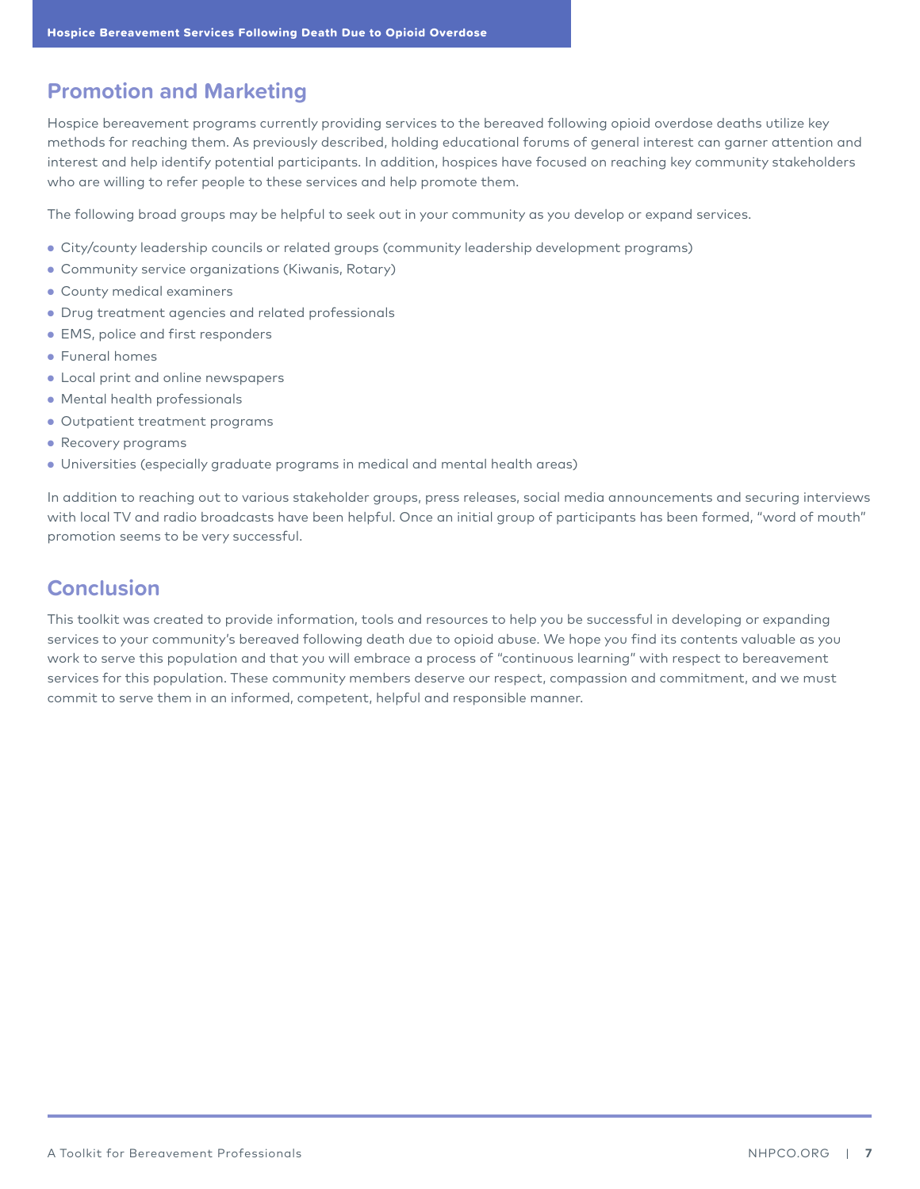## Promotion and Marketing

Hospice bereavement programs currently providing services to the bereaved following opioid overdose deaths utilize key methods for reaching them. As previously described, holding educational forums of general interest can garner attention and interest and help identify potential participants. In addition, hospices have focused on reaching key community stakeholders who are willing to refer people to these services and help promote them.

The following broad groups may be helpful to seek out in your community as you develop or expand services.

- City/county leadership councils or related groups (community leadership development programs)
- Community service organizations (Kiwanis, Rotary)
- County medical examiners
- Drug treatment agencies and related professionals
- EMS, police and first responders
- Funeral homes
- Local print and online newspapers
- Mental health professionals
- Outpatient treatment programs
- Recovery programs
- Universities (especially graduate programs in medical and mental health areas)

In addition to reaching out to various stakeholder groups, press releases, social media announcements and securing interviews with local TV and radio broadcasts have been helpful. Once an initial group of participants has been formed, "word of mouth" promotion seems to be very successful.

## Conclusion

This toolkit was created to provide information, tools and resources to help you be successful in developing or expanding services to your community's bereaved following death due to opioid abuse. We hope you find its contents valuable as you work to serve this population and that you will embrace a process of "continuous learning" with respect to bereavement services for this population. These community members deserve our respect, compassion and commitment, and we must commit to serve them in an informed, competent, helpful and responsible manner.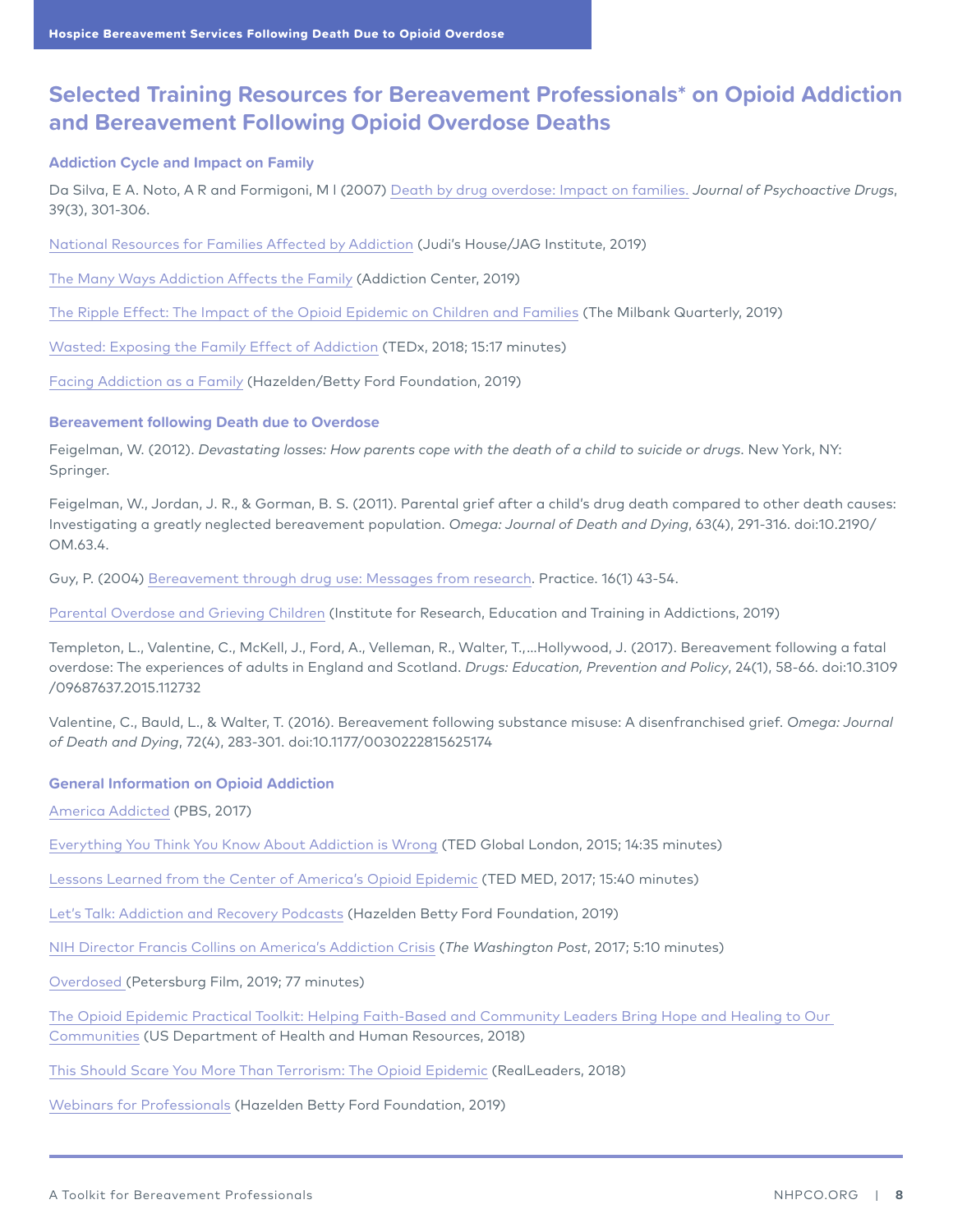# Selected Training Resources for Bereavement Professionals* on Opioid Addiction and Bereavement Following Opioid Overdose Deaths

### Addiction Cycle and Impact on Family

Da Silva, E A. Noto, A R and Formigoni, M l (2007) Death by drug overdose: Impact on families. *Journal of Psychoactive Drugs*, 39(3), 301-306.

National Resources for Families Affected by Addiction (Judi's House/JAG Institute, 2019)

The Many Ways Addiction Affects the Family (Addiction Center, 2019)

The Ripple Effect: The Impact of the Opioid Epidemic on Children and Families (The Milbank Quarterly, 2019)

Wasted: Exposing the Family Effect of Addiction (TEDx, 2018; 15:17 minutes)

Facing Addiction as a Family (Hazelden/Betty Ford Foundation, 2019)

### Bereavement following Death due to Overdose

Feigelman, W. (2012). *Devastating losses: How parents cope with the death of a child to suicide or drugs*. New York, NY: Springer.

Feigelman, W., Jordan, J. R., & Gorman, B. S. (2011). Parental grief after a child's drug death compared to other death causes: Investigating a greatly neglected bereavement population. *Omega: Journal of Death and Dying*, 63(4), 291-316. doi:10.2190/OM.63.4.

Guy, P. (2004) Bereavement through drug use: Messages from research. Practice. 16(1) 43-54.

Parental Overdose and Grieving Children (Institute for Research, Education and Training in Addictions, 2019)

Templeton, L., Valentine, C., McKell, J., Ford, A., Velleman, R., Walter, T.,...Hollywood, J. (2017). Bereavement following a fatal overdose: The experiences of adults in England and Scotland. *Drugs: Education, Prevention and Policy*, 24(1), 58-66. doi:10.3109/09687637.2015.112732

Valentine, C., Bauld, L., & Walter, T. (2016). Bereavement following substance misuse: A disenfranchised grief. *Omega: Journal of Death and Dying*, 72(4), 283-301. doi:10.1177/0030222815625174

### General Information on Opioid Addiction

America Addicted (PBS, 2017)

Everything You Think You Know About Addiction is Wrong (TED Global London, 2015; 14:35 minutes)

Lessons Learned from the Center of America's Opioid Epidemic (TED MED, 2017; 15:40 minutes)

Let's Talk: Addiction and Recovery Podcasts (Hazelden Betty Ford Foundation, 2019)

NIH Director Francis Collins on America's Addiction Crisis (*The Washington Post*, 2017; 5:10 minutes)

Overdosed (Petersburg Film, 2019; 77 minutes)

The Opioid Epidemic Practical Toolkit: Helping Faith-Based and Community Leaders Bring Hope and Healing to Our Communities (US Department of Health and Human Resources, 2018)

This Should Scare You More Than Terrorism: The Opioid Epidemic (RealLeaders, 2018)

Webinars for Professionals (Hazelden Betty Ford Foundation, 2019)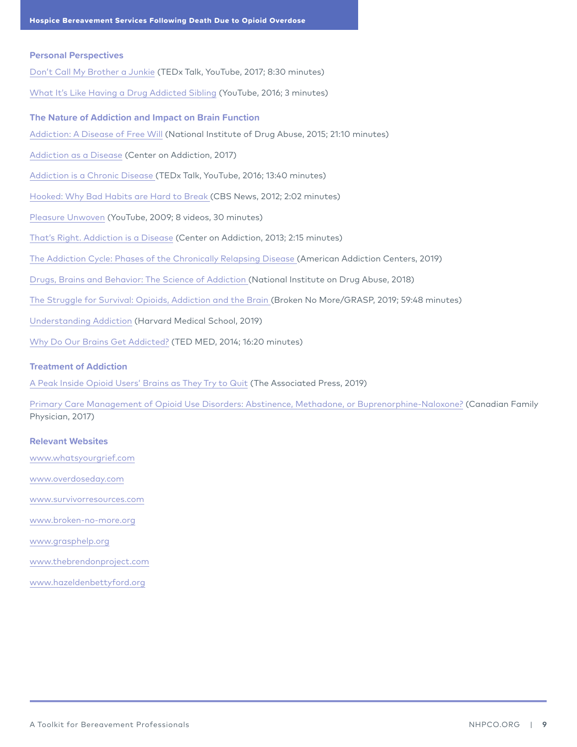### Personal Perspectives

Don't Call My Brother a Junkie (TEDx Talk, YouTube, 2017; 8:30 minutes)

What It's Like Having a Drug Addicted Sibling (YouTube, 2016; 3 minutes)

### The Nature of Addiction and Impact on Brain Function

Addiction: A Disease of Free Will (National Institute of Drug Abuse, 2015; 21:10 minutes)

Addiction as a Disease (Center on Addiction, 2017)

Addiction is a Chronic Disease (TEDx Talk, YouTube, 2016; 13:40 minutes)

Hooked: Why Bad Habits are Hard to Break (CBS News, 2012; 2:02 minutes)

Pleasure Unwoven (YouTube, 2009; 8 videos, 30 minutes)

That's Right. Addiction is a Disease (Center on Addiction, 2013; 2:15 minutes)

The Addiction Cycle: Phases of the Chronically Relapsing Disease (American Addiction Centers, 2019)

Drugs, Brains and Behavior: The Science of Addiction (National Institute on Drug Abuse, 2018)

The Struggle for Survival: Opioids, Addiction and the Brain (Broken No More/GRASP, 2019; 59:48 minutes)

Understanding Addiction (Harvard Medical School, 2019)

Why Do Our Brains Get Addicted? (TED MED, 2014; 16:20 minutes)

### Treatment of Addiction

A Peak Inside Opioid Users' Brains as They Try to Quit (The Associated Press, 2019)

Primary Care Management of Opioid Use Disorders: Abstinence, Methadone, or Buprenorphine-Naloxone? (Canadian Family Physician, 2017)

### Relevant Websites

www.whatsyourgrief.com

www.overdoseday.com

www.survivorresources.com

www.broken-no-more.org

www.grasphelp.org

www.thebrendonproject.com

www.hazeldenbettyford.org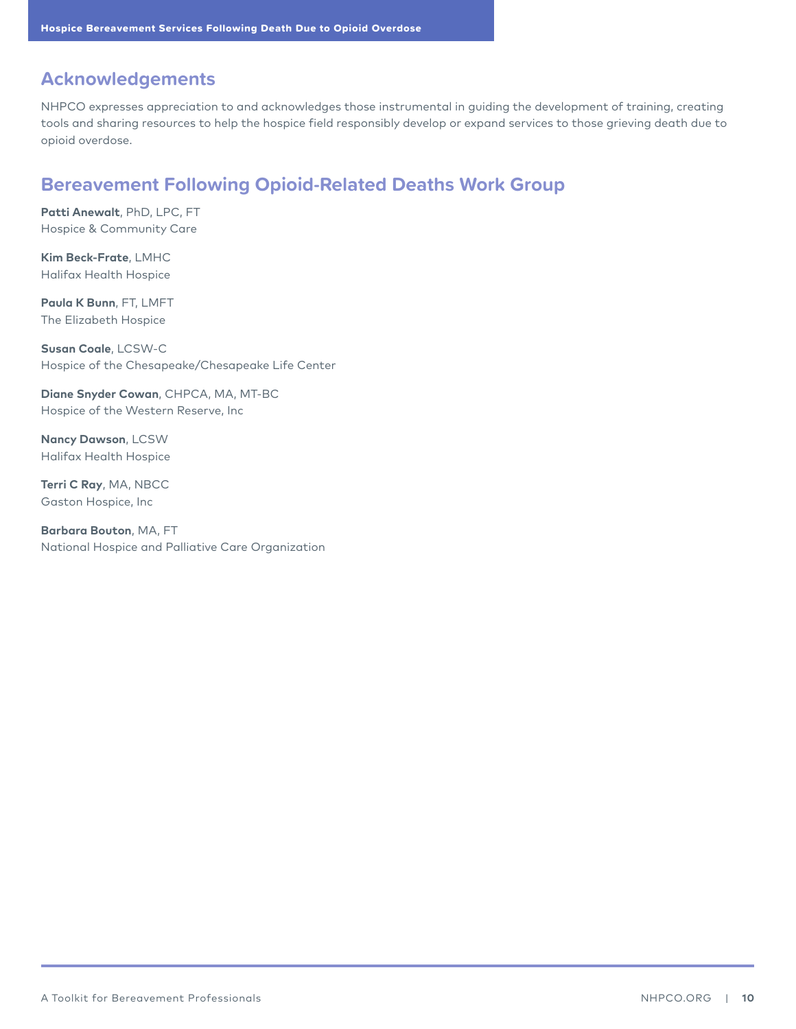## Acknowledgements

NHPCO expresses appreciation to and acknowledges those instrumental in guiding the development of training, creating tools and sharing resources to help the hospice field responsibly develop or expand services to those grieving death due to opioid overdose.

## Bereavement Following Opioid-Related Deaths Work Group

**Patti Anewalt**, PhD, LPC, FT
Hospice & Community Care

**Kim Beck-Frate**, LMHC
Halifax Health Hospice

**Paula K Bunn**, FT, LMFT
The Elizabeth Hospice

**Susan Coale**, LCSW-C
Hospice of the Chesapeake/Chesapeake Life Center

**Diane Snyder Cowan**, CHPCA, MA, MT-BC
Hospice of the Western Reserve, Inc

**Nancy Dawson**, LCSW
Halifax Health Hospice

**Terri C Ray**, MA, NBCC
Gaston Hospice, Inc

**Barbara Bouton**, MA, FT
National Hospice and Palliative Care Organization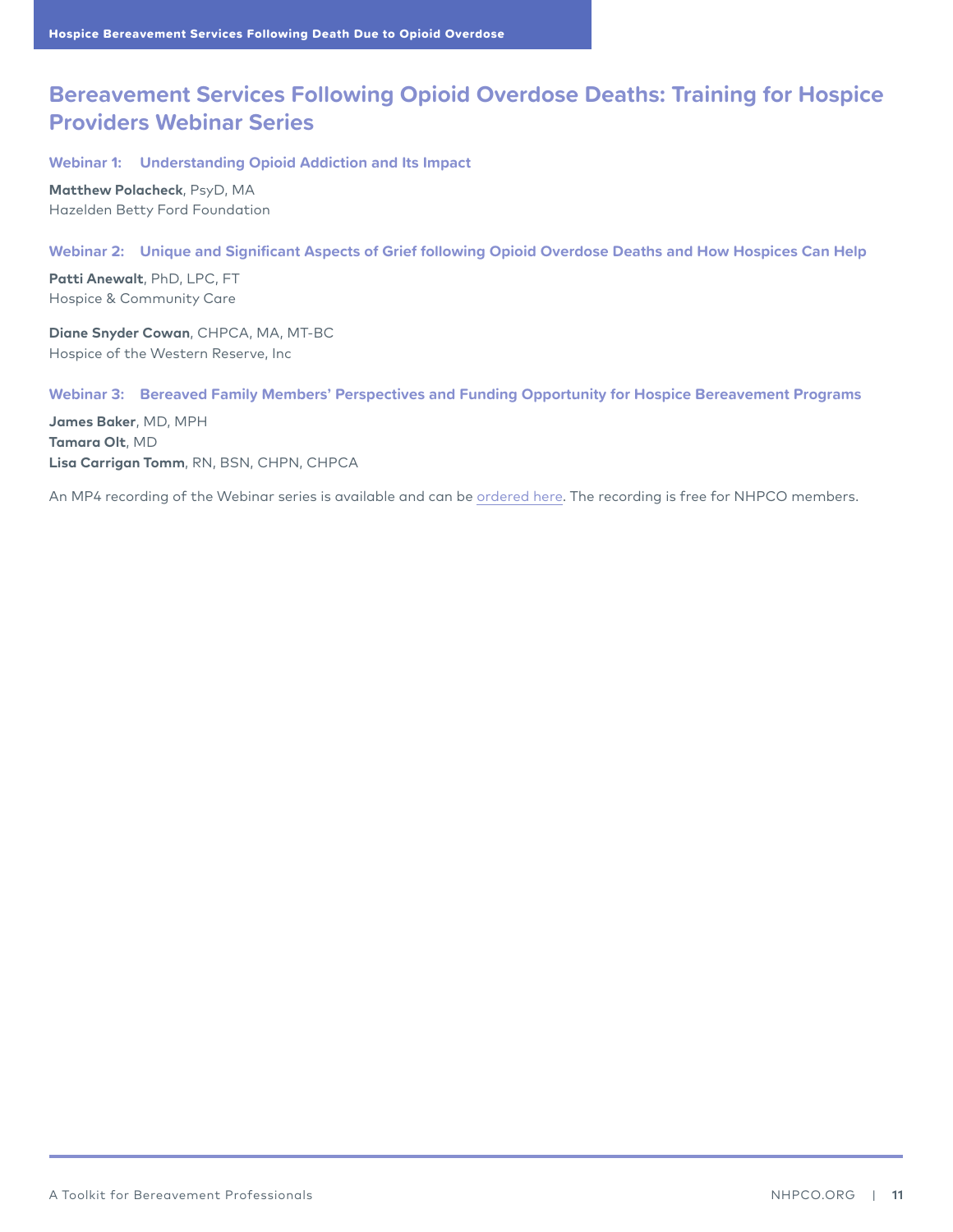# Bereavement Services Following Opioid Overdose Deaths: Training for Hospice Providers Webinar Series

### Webinar 1: Understanding Opioid Addiction and Its Impact

**Matthew Polacheck**, PsyD, MA
Hazelden Betty Ford Foundation

### Webinar 2: Unique and Significant Aspects of Grief following Opioid Overdose Deaths and How Hospices Can Help

**Patti Anewalt**, PhD, LPC, FT
Hospice & Community Care

**Diane Snyder Cowan**, CHPCA, MA, MT-BC
Hospice of the Western Reserve, Inc

### Webinar 3: Bereaved Family Members' Perspectives and Funding Opportunity for Hospice Bereavement Programs

**James Baker**, MD, MPH
**Tamara Olt**, MD
**Lisa Carrigan Tomm**, RN, BSN, CHPN, CHPCA

An MP4 recording of the Webinar series is available and can be ordered here. The recording is free for NHPCO members.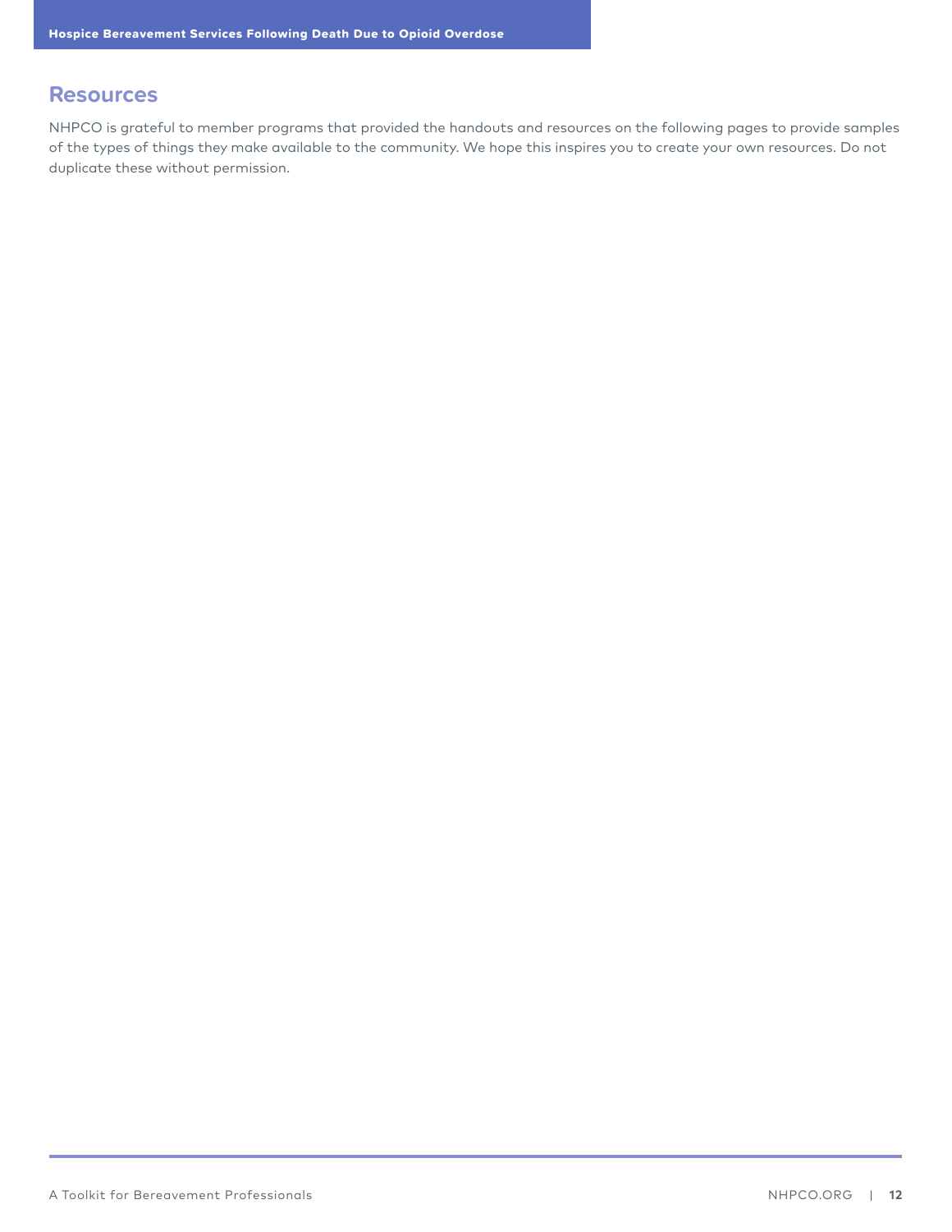## Resources

NHPCO is grateful to member programs that provided the handouts and resources on the following pages to provide samples of the types of things they make available to the community. We hope this inspires you to create your own resources. Do not duplicate these without permission.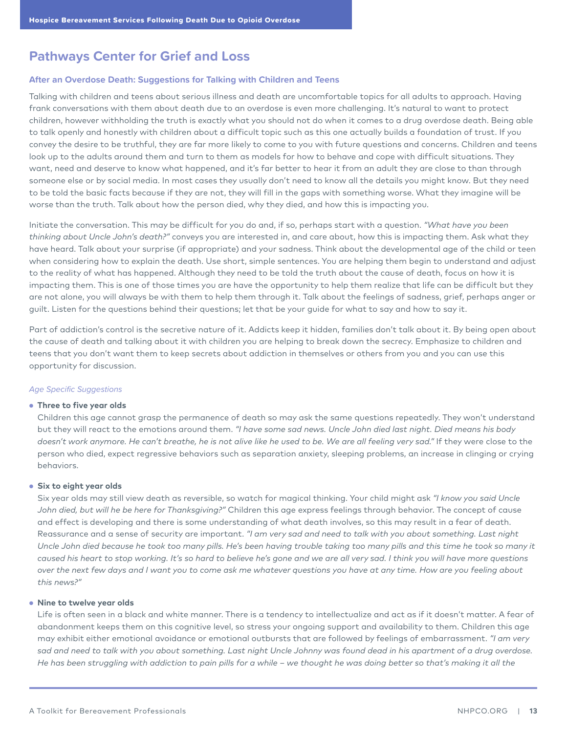## Pathways Center for Grief and Loss

### After an Overdose Death: Suggestions for Talking with Children and Teens

Talking with children and teens about serious illness and death are uncomfortable topics for all adults to approach. Having frank conversations with them about death due to an overdose is even more challenging. It's natural to want to protect children, however withholding the truth is exactly what you should not do when it comes to a drug overdose death. Being able to talk openly and honestly with children about a difficult topic such as this one actually builds a foundation of trust. If you convey the desire to be truthful, they are far more likely to come to you with future questions and concerns. Children and teens look up to the adults around them and turn to them as models for how to behave and cope with difficult situations. They want, need and deserve to know what happened, and it's far better to hear it from an adult they are close to than through someone else or by social media. In most cases they usually don't need to know all the details you might know. But they need to be told the basic facts because if they are not, they will fill in the gaps with something worse. What they imagine will be worse than the truth. Talk about how the person died, why they died, and how this is impacting you.

Initiate the conversation. This may be difficult for you do and, if so, perhaps start with a question. *"What have you been thinking about Uncle John's death?"* conveys you are interested in, and care about, how this is impacting them. Ask what they have heard. Talk about your surprise (if appropriate) and your sadness. Think about the developmental age of the child or teen when considering how to explain the death. Use short, simple sentences. You are helping them begin to understand and adjust to the reality of what has happened. Although they need to be told the truth about the cause of death, focus on how it is impacting them. This is one of those times you are have the opportunity to help them realize that life can be difficult but they are not alone, you will always be with them to help them through it. Talk about the feelings of sadness, grief, perhaps anger or guilt. Listen for the questions behind their questions; let that be your guide for what to say and how to say it.

Part of addiction's control is the secretive nature of it. Addicts keep it hidden, families don't talk about it. By being open about the cause of death and talking about it with children you are helping to break down the secrecy. Emphasize to children and teens that you don't want them to keep secrets about addiction in themselves or others from you and you can use this opportunity for discussion.

*Age Specific Suggestions*

- **Three to five year olds**
  Children this age cannot grasp the permanence of death so may ask the same questions repeatedly. They won't understand but they will react to the emotions around them. *"I have some sad news. Uncle John died last night. Died means his body doesn't work anymore. He can't breathe, he is not alive like he used to be. We are all feeling very sad."* If they were close to the person who died, expect regressive behaviors such as separation anxiety, sleeping problems, an increase in clinging or crying behaviors.

- **Six to eight year olds**
  Six year olds may still view death as reversible, so watch for magical thinking. Your child might ask *"I know you said Uncle John died, but will he be here for Thanksgiving?"* Children this age express feelings through behavior. The concept of cause and effect is developing and there is some understanding of what death involves, so this may result in a fear of death. Reassurance and a sense of security are important. *"I am very sad and need to talk with you about something. Last night Uncle John died because he took too many pills. He's been having trouble taking too many pills and this time he took so many it caused his heart to stop working. It's so hard to believe he's gone and we are all very sad. I think you will have more questions over the next few days and I want you to come ask me whatever questions you have at any time. How are you feeling about this news?"*

- **Nine to twelve year olds**
  Life is often seen in a black and white manner. There is a tendency to intellectualize and act as if it doesn't matter. A fear of abandonment keeps them on this cognitive level, so stress your ongoing support and availability to them. Children this age may exhibit either emotional avoidance or emotional outbursts that are followed by feelings of embarrassment. *"I am very sad and need to talk with you about something. Last night Uncle Johnny was found dead in his apartment of a drug overdose. He has been struggling with addiction to pain pills for a while – we thought he was doing better so that's making it all the*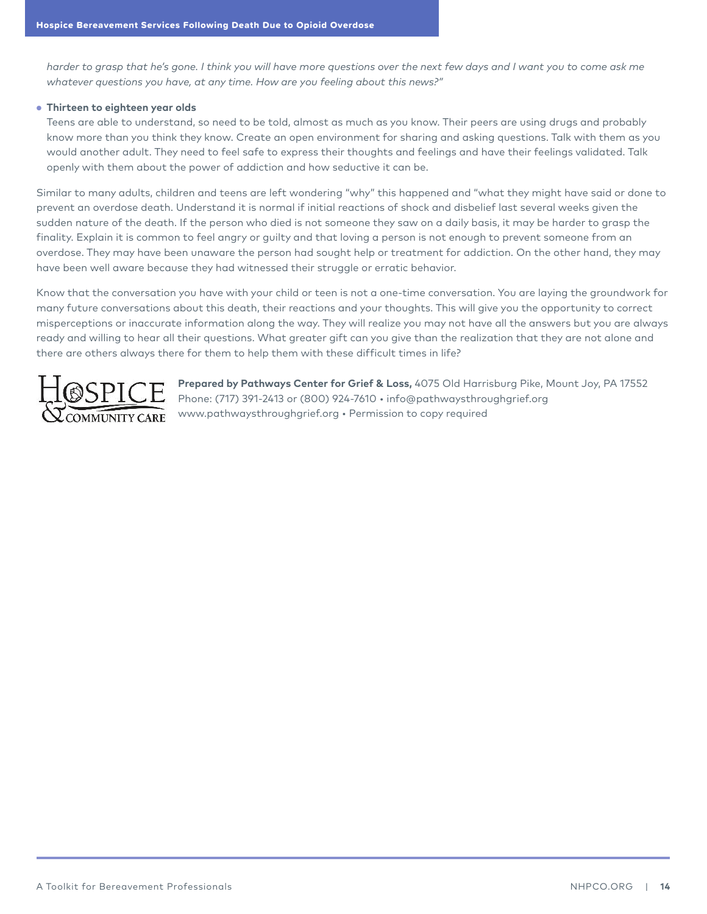*harder to grasp that he's gone. I think you will have more questions over the next few days and I want you to come ask me whatever questions you have, at any time. How are you feeling about this news?"*

- **Thirteen to eighteen year olds**

  Teens are able to understand, so need to be told, almost as much as you know. Their peers are using drugs and probably know more than you think they know. Create an open environment for sharing and asking questions. Talk with them as you would another adult. They need to feel safe to express their thoughts and feelings and have their feelings validated. Talk openly with them about the power of addiction and how seductive it can be.

Similar to many adults, children and teens are left wondering "why" this happened and "what they might have said or done to prevent an overdose death. Understand it is normal if initial reactions of shock and disbelief last several weeks given the sudden nature of the death. If the person who died is not someone they saw on a daily basis, it may be harder to grasp the finality. Explain it is common to feel angry or guilty and that loving a person is not enough to prevent someone from an overdose. They may have been unaware the person had sought help or treatment for addiction. On the other hand, they may have been well aware because they had witnessed their struggle or erratic behavior.

Know that the conversation you have with your child or teen is not a one-time conversation. You are laying the groundwork for many future conversations about this death, their reactions and your thoughts. This will give you the opportunity to correct misperceptions or inaccurate information along the way. They will realize you may not have all the answers but you are always ready and willing to hear all their questions. What greater gift can you give than the realization that they are not alone and there are others always there for them to help them with these difficult times in life?

HOSPICE & COMMUNITY CARE

**Prepared by Pathways Center for Grief & Loss,** 4075 Old Harrisburg Pike, Mount Joy, PA 17552
Phone: (717) 391-2413 or (800) 924-7610 • info@pathwaysthroughgrief.org
www.pathwaysthroughgrief.org • Permission to copy required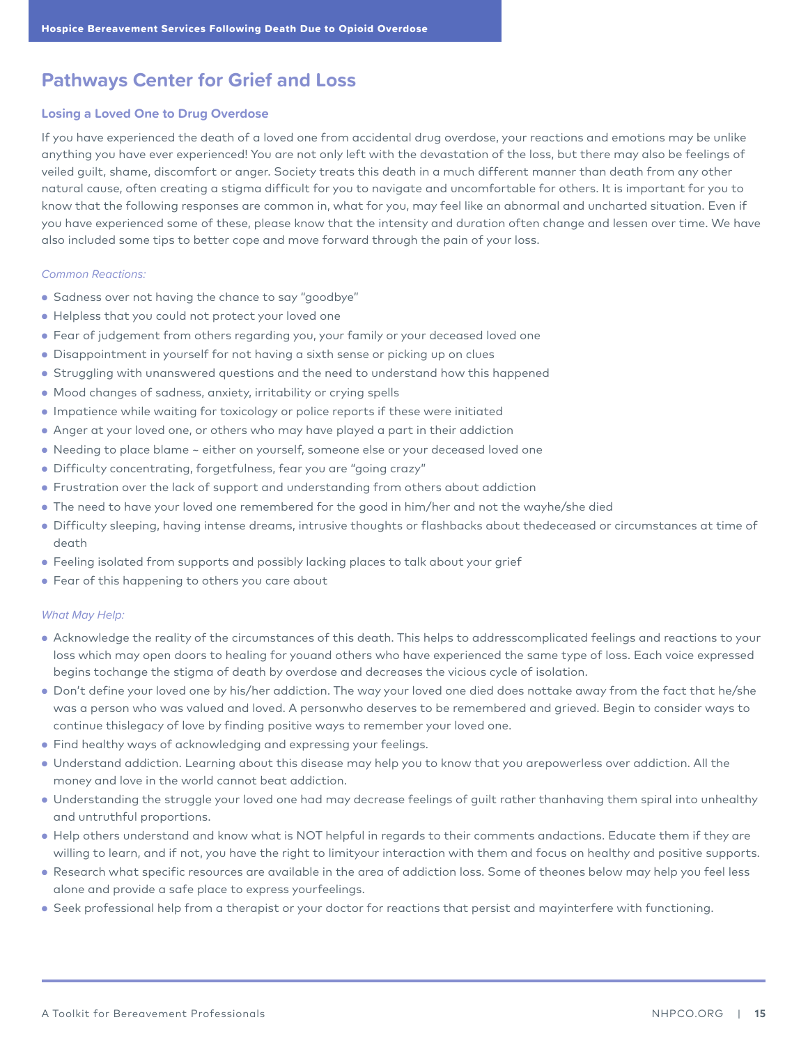## Pathways Center for Grief and Loss

### Losing a Loved One to Drug Overdose

If you have experienced the death of a loved one from accidental drug overdose, your reactions and emotions may be unlike anything you have ever experienced! You are not only left with the devastation of the loss, but there may also be feelings of veiled guilt, shame, discomfort or anger. Society treats this death in a much different manner than death from any other natural cause, often creating a stigma difficult for you to navigate and uncomfortable for others. It is important for you to know that the following responses are common in, what for you, may feel like an abnormal and uncharted situation. Even if you have experienced some of these, please know that the intensity and duration often change and lessen over time. We have also included some tips to better cope and move forward through the pain of your loss.

*Common Reactions:*

- Sadness over not having the chance to say "goodbye"
- Helpless that you could not protect your loved one
- Fear of judgement from others regarding you, your family or your deceased loved one
- Disappointment in yourself for not having a sixth sense or picking up on clues
- Struggling with unanswered questions and the need to understand how this happened
- Mood changes of sadness, anxiety, irritability or crying spells
- Impatience while waiting for toxicology or police reports if these were initiated
- Anger at your loved one, or others who may have played a part in their addiction
- Needing to place blame ~ either on yourself, someone else or your deceased loved one
- Difficulty concentrating, forgetfulness, fear you are "going crazy"
- Frustration over the lack of support and understanding from others about addiction
- The need to have your loved one remembered for the good in him/her and not the wayhe/she died
- Difficulty sleeping, having intense dreams, intrusive thoughts or flashbacks about thedeceased or circumstances at time of death
- Feeling isolated from supports and possibly lacking places to talk about your grief
- Fear of this happening to others you care about

*What May Help:*

- Acknowledge the reality of the circumstances of this death. This helps to addresscomplicated feelings and reactions to your loss which may open doors to healing for youand others who have experienced the same type of loss. Each voice expressed begins tochange the stigma of death by overdose and decreases the vicious cycle of isolation.
- Don't define your loved one by his/her addiction. The way your loved one died does nottake away from the fact that he/she was a person who was valued and loved. A personwho deserves to be remembered and grieved. Begin to consider ways to continue thislegacy of love by finding positive ways to remember your loved one.
- Find healthy ways of acknowledging and expressing your feelings.
- Understand addiction. Learning about this disease may help you to know that you arepowerless over addiction. All the money and love in the world cannot beat addiction.
- Understanding the struggle your loved one had may decrease feelings of guilt rather thanhaving them spiral into unhealthy and untruthful proportions.
- Help others understand and know what is NOT helpful in regards to their comments andactions. Educate them if they are willing to learn, and if not, you have the right to limityour interaction with them and focus on healthy and positive supports.
- Research what specific resources are available in the area of addiction loss. Some of theones below may help you feel less alone and provide a safe place to express yourfeelings.
- Seek professional help from a therapist or your doctor for reactions that persist and mayinterfere with functioning.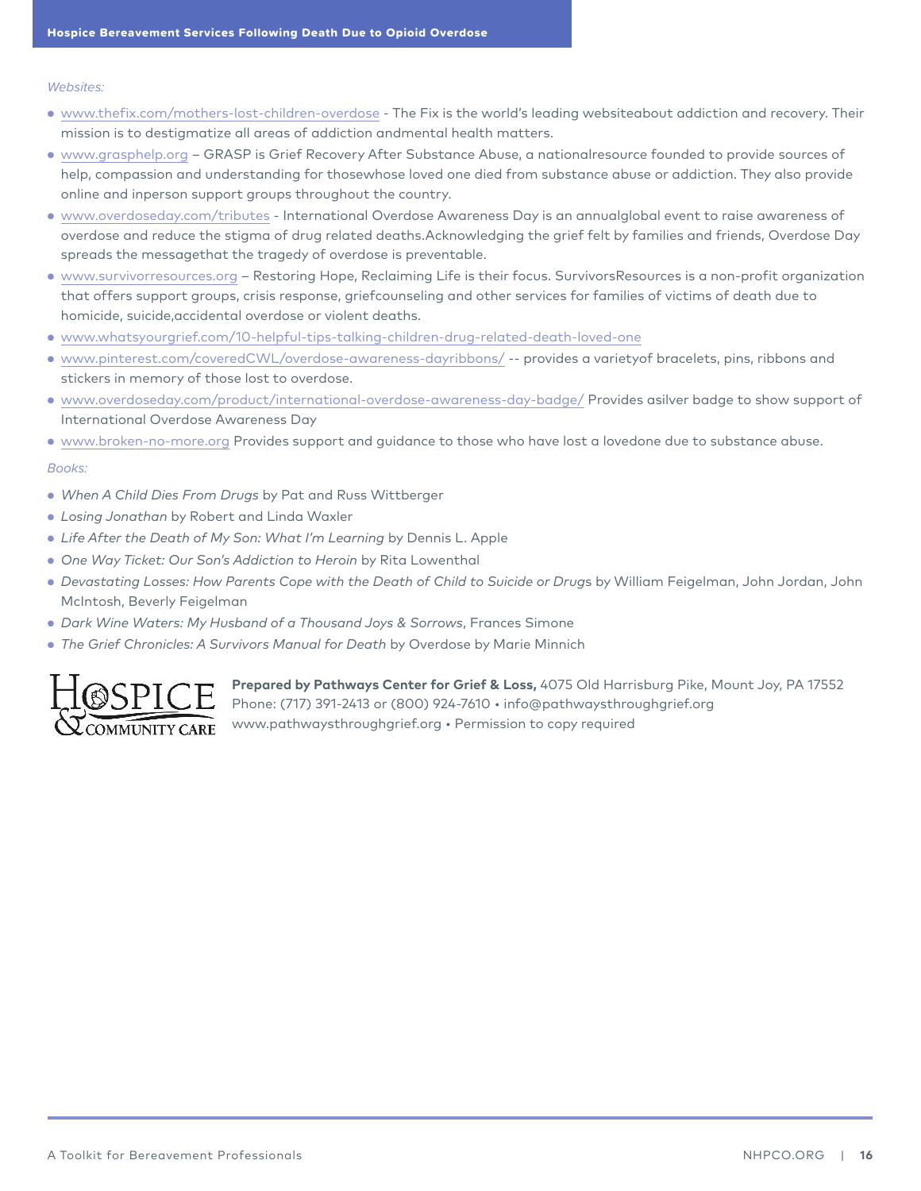*Websites:*

- www.thefix.com/mothers-lost-children-overdose - The Fix is the world's leading websiteabout addiction and recovery. Their mission is to destigmatize all areas of addiction andmental health matters.
- www.grasphelp.org – GRASP is Grief Recovery After Substance Abuse, a nationalresource founded to provide sources of help, compassion and understanding for thosewhose loved one died from substance abuse or addiction. They also provide online and inperson support groups throughout the country.
- www.overdoseday.com/tributes - International Overdose Awareness Day is an annualglobal event to raise awareness of overdose and reduce the stigma of drug related deaths.Acknowledging the grief felt by families and friends, Overdose Day spreads the messagethat the tragedy of overdose is preventable.
- www.survivorresources.org – Restoring Hope, Reclaiming Life is their focus. SurvivorsResources is a non-profit organization that offers support groups, crisis response, griefcounseling and other services for families of victims of death due to homicide, suicide,accidental overdose or violent deaths.
- www.whatsyourgrief.com/10-helpful-tips-talking-children-drug-related-death-loved-one
- www.pinterest.com/coveredCWL/overdose-awareness-dayribbons/ -- provides a varietyof bracelets, pins, ribbons and stickers in memory of those lost to overdose.
- www.overdoseday.com/product/international-overdose-awareness-day-badge/ Provides asilver badge to show support of International Overdose Awareness Day
- www.broken-no-more.org Provides support and guidance to those who have lost a lovedone due to substance abuse.

*Books:*

- *When A Child Dies From Drugs* by Pat and Russ Wittberger
- *Losing Jonathan* by Robert and Linda Waxler
- *Life After the Death of My Son: What I'm Learning* by Dennis L. Apple
- *One Way Ticket: Our Son's Addiction to Heroin* by Rita Lowenthal
- *Devastating Losses: How Parents Cope with the Death of Child to Suicide or Drugs* by William Feigelman, John Jordan, John McIntosh, Beverly Feigelman
- *Dark Wine Waters: My Husband of a Thousand Joys & Sorrows*, Frances Simone
- *The Grief Chronicles: A Survivors Manual for Death* by Overdose by Marie Minnich

HOSPICE & COMMUNITY CARE

**Prepared by Pathways Center for Grief & Loss,** 4075 Old Harrisburg Pike, Mount Joy, PA 17552
Phone: (717) 391-2413 or (800) 924-7610 • info@pathwaysthroughgrief.org
www.pathwaysthroughgrief.org • Permission to copy required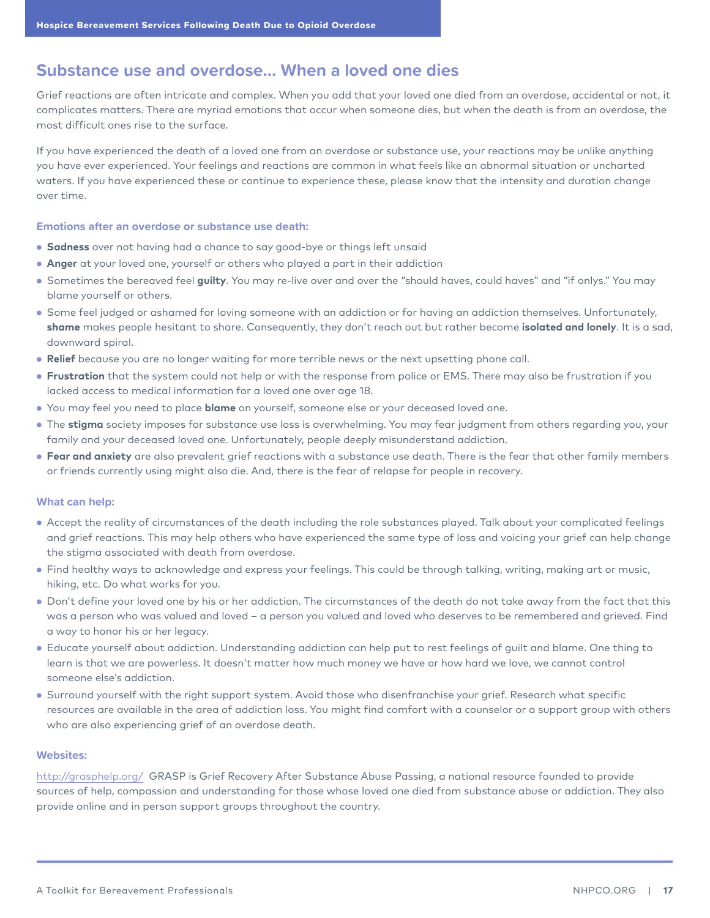## Substance use and overdose… When a loved one dies

Grief reactions are often intricate and complex. When you add that your loved one died from an overdose, accidental or not, it complicates matters. There are myriad emotions that occur when someone dies, but when the death is from an overdose, the most difficult ones rise to the surface.

If you have experienced the death of a loved one from an overdose or substance use, your reactions may be unlike anything you have ever experienced. Your feelings and reactions are common in what feels like an abnormal situation or uncharted waters. If you have experienced these or continue to experience these, please know that the intensity and duration change over time.

### Emotions after an overdose or substance use death:

- **Sadness** over not having had a chance to say good-bye or things left unsaid
- **Anger** at your loved one, yourself or others who played a part in their addiction
- Sometimes the bereaved feel **guilty**. You may re-live over and over the "should haves, could haves" and "if onlys." You may blame yourself or others.
- Some feel judged or ashamed for loving someone with an addiction or for having an addiction themselves. Unfortunately, **shame** makes people hesitant to share. Consequently, they don't reach out but rather become **isolated and lonely**. It is a sad, downward spiral.
- **Relief** because you are no longer waiting for more terrible news or the next upsetting phone call.
- **Frustration** that the system could not help or with the response from police or EMS. There may also be frustration if you lacked access to medical information for a loved one over age 18.
- You may feel you need to place **blame** on yourself, someone else or your deceased loved one.
- The **stigma** society imposes for substance use loss is overwhelming. You may fear judgment from others regarding you, your family and your deceased loved one. Unfortunately, people deeply misunderstand addiction.
- **Fear and anxiety** are also prevalent grief reactions with a substance use death. There is the fear that other family members or friends currently using might also die. And, there is the fear of relapse for people in recovery.

### What can help:

- Accept the reality of circumstances of the death including the role substances played. Talk about your complicated feelings and grief reactions. This may help others who have experienced the same type of loss and voicing your grief can help change the stigma associated with death from overdose.
- Find healthy ways to acknowledge and express your feelings. This could be through talking, writing, making art or music, hiking, etc. Do what works for you.
- Don't define your loved one by his or her addiction. The circumstances of the death do not take away from the fact that this was a person who was valued and loved – a person you valued and loved who deserves to be remembered and grieved. Find a way to honor his or her legacy.
- Educate yourself about addiction. Understanding addiction can help put to rest feelings of guilt and blame. One thing to learn is that we are powerless. It doesn't matter how much money we have or how hard we love, we cannot control someone else's addiction.
- Surround yourself with the right support system. Avoid those who disenfranchise your grief. Research what specific resources are available in the area of addiction loss. You might find comfort with a counselor or a support group with others who are also experiencing grief of an overdose death.

### Websites:

http://grasphelp.org/ GRASP is Grief Recovery After Substance Abuse Passing, a national resource founded to provide sources of help, compassion and understanding for those whose loved one died from substance abuse or addiction. They also provide online and in person support groups throughout the country.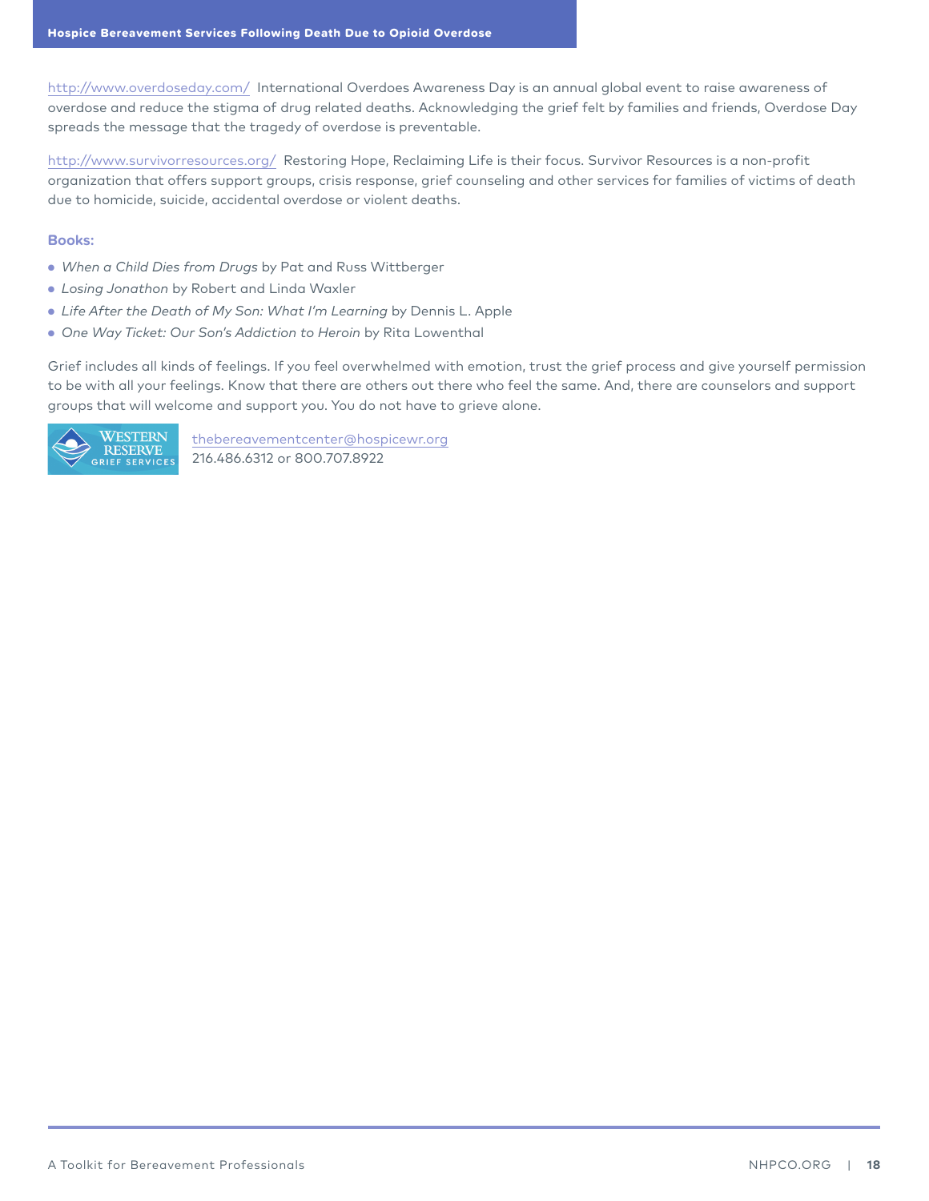http://www.overdoseday.com/ International Overdoes Awareness Day is an annual global event to raise awareness of overdose and reduce the stigma of drug related deaths. Acknowledging the grief felt by families and friends, Overdose Day spreads the message that the tragedy of overdose is preventable.

http://www.survivorresources.org/ Restoring Hope, Reclaiming Life is their focus. Survivor Resources is a non-profit organization that offers support groups, crisis response, grief counseling and other services for families of victims of death due to homicide, suicide, accidental overdose or violent deaths.

**Books:**

- *When a Child Dies from Drugs* by Pat and Russ Wittberger
- *Losing Jonathon* by Robert and Linda Waxler
- *Life After the Death of My Son: What I'm Learning* by Dennis L. Apple
- *One Way Ticket: Our Son's Addiction to Heroin* by Rita Lowenthal

Grief includes all kinds of feelings. If you feel overwhelmed with emotion, trust the grief process and give yourself permission to be with all your feelings. Know that there are others out there who feel the same. And, there are counselors and support groups that will welcome and support you. You do not have to grieve alone.

WESTERN RESERVE GRIEF SERVICES

thebereavementcenter@hospicewr.org
216.486.6312 or 800.707.8922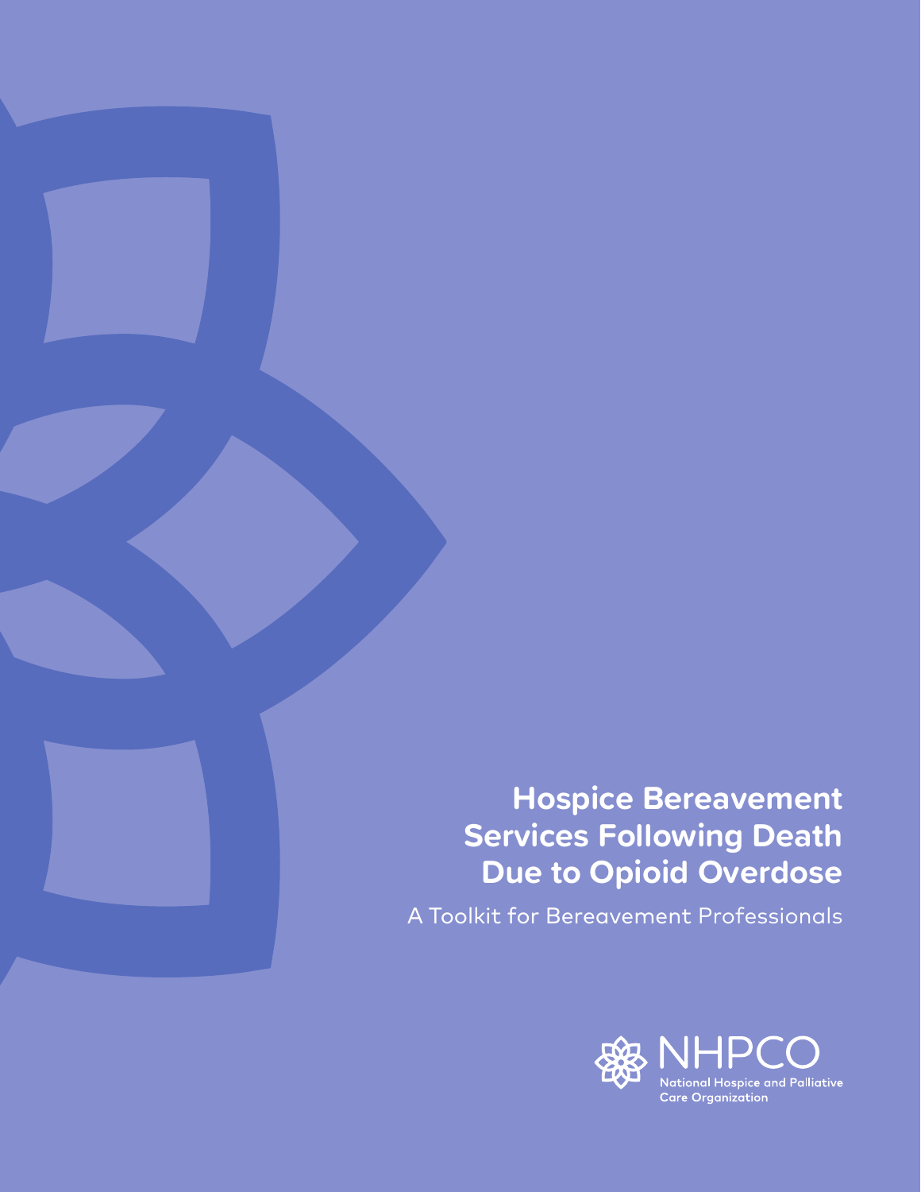# Hospice Bereavement Services Following Death Due to Opioid Overdose

A Toolkit for Bereavement Professionals

NHPCO

National Hospice and Palliative Care Organization